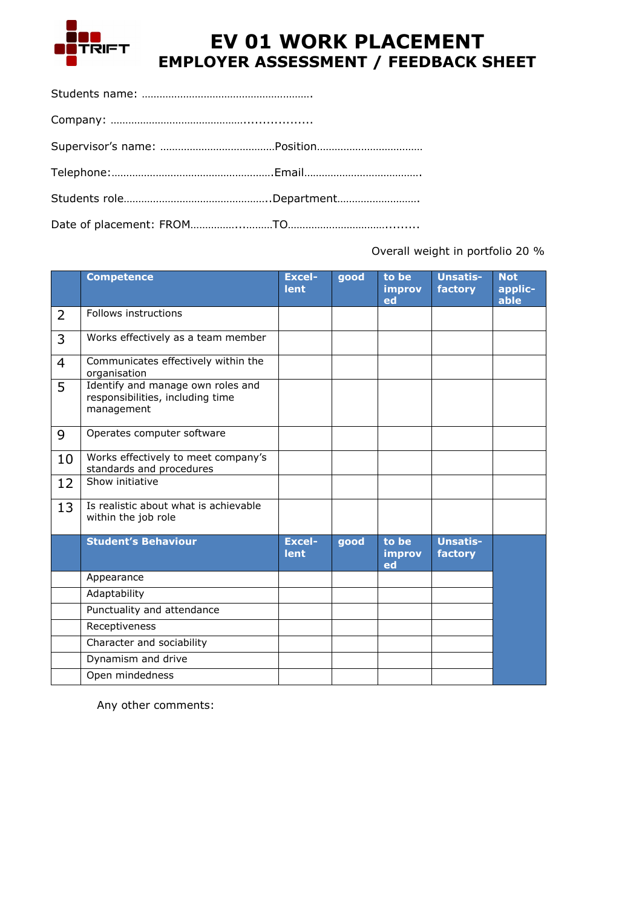# EV 01 WORK PLACEMENT
## EMPLOYER ASSESSMENT / FEEDBACK SHEET

Students name: ………………………………………………….

Company: ……………………………………..................

Supervisor's name: …………………………………Position………………………………

Telephone:……………………………………………….Email………………………………….

Students role…………………………………………..Department……………………….

Date of placement: FROM…………...………TO…………………………..........

Overall weight in portfolio 20 %

| | Competence | Excel-lent | good | to be improved | Unsatis-factory | Not applic-able |
|---|---|---|---|---|---|---|
| 2 | Follows instructions | | | | | |
| 3 | Works effectively as a team member | | | | | |
| 4 | Communicates effectively within the organisation | | | | | |
| 5 | Identify and manage own roles and responsibilities, including time management | | | | | |
| 9 | Operates computer software | | | | | |
| 10 | Works effectively to meet company's standards and procedures | | | | | |
| 12 | Show initiative | | | | | |
| 13 | Is realistic about what is achievable within the job role | | | | | |
| | **Student's Behaviour** | **Excel-lent** | **good** | **to be improved** | **Unsatis-factory** | |
| | Appearance | | | | | |
| | Adaptability | | | | | |
| | Punctuality and attendance | | | | | |
| | Receptiveness | | | | | |
| | Character and sociability | | | | | |
| | Dynamism and drive | | | | | |
| | Open mindedness | | | | | |

Any other comments: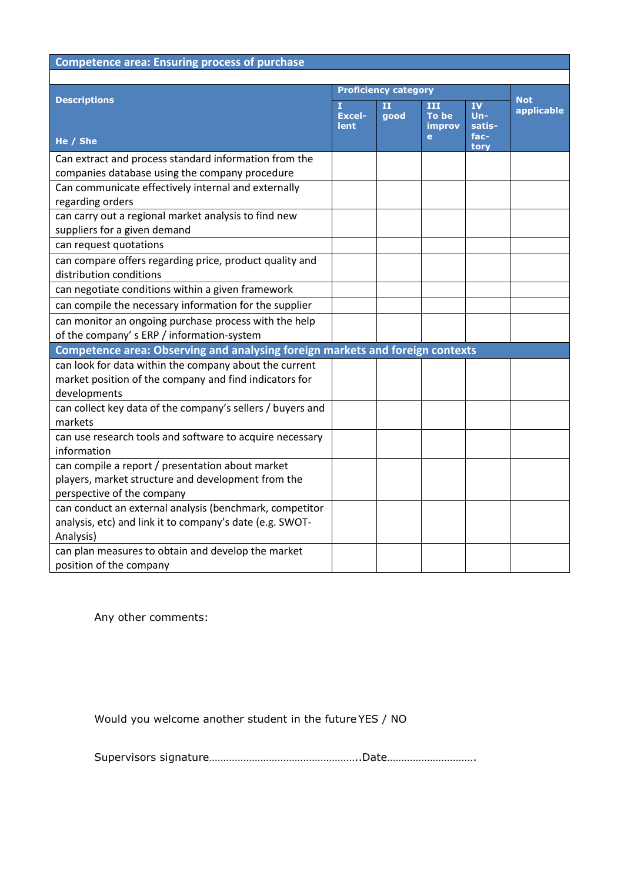| Competence area: Ensuring process of purchase | | | | | |
|---|---|---|---|---|---|
| | | | | | |
| **Descriptions** | **Proficiency category** | | | | **Not applicable** |
| **He / She** | **I Excel-lent** | **II good** | **III To be improve** | **IV Un-satis-fac-tory** | |
| Can extract and process standard information from the companies database using the company procedure | | | | | |
| Can communicate effectively internal and externally regarding orders | | | | | |
| can carry out a regional market analysis to find new suppliers for a given demand | | | | | |
| can request quotations | | | | | |
| can compare offers regarding price, product quality and distribution conditions | | | | | |
| can negotiate conditions within a given framework | | | | | |
| can compile the necessary information for the supplier | | | | | |
| can monitor an ongoing purchase process with the help of the company' s ERP / information-system | | | | | |
| **Competence area: Observing and analysing foreign markets and foreign contexts** | | | | | |
| can look for data within the company about the current market position of the company and find indicators for developments | | | | | |
| can collect key data of the company's sellers / buyers and markets | | | | | |
| can use research tools and software to acquire necessary information | | | | | |
| can compile a report / presentation about market players, market structure and development from the perspective of the company | | | | | |
| can conduct an external analysis (benchmark, competitor analysis, etc) and link it to company's date (e.g. SWOT-Analysis) | | | | | |
| can plan measures to obtain and develop the market position of the company | | | | | |

Any other comments:

Would you welcome another student in the future YES / NO

Supervisors signature…………………………………………….Date………………………….